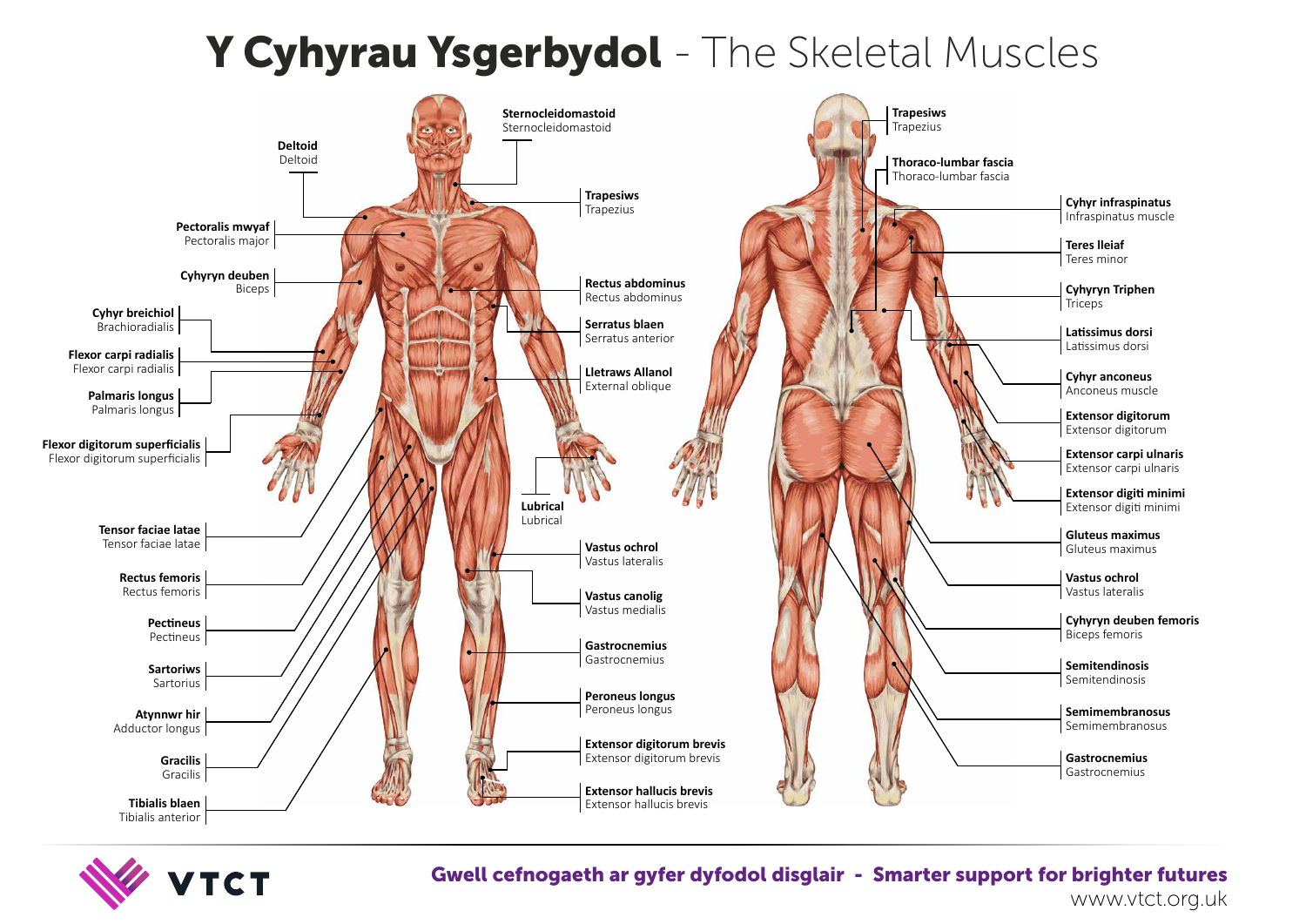# Y Cyhyrau Ysgerbydol - The Skeletal Muscles

**Deltoid**
Deltoid

**Pectoralis mwyaf**
Pectoralis major

**Cyhyryn deuben**
Biceps

**Cyhyr breichiol**
Brachioradialis

**Flexor carpi radialis**
Flexor carpi radialis

**Palmaris longus**
Palmaris longus

**Flexor digitorum superficialis**
Flexor digitorum superficialis

**Tensor faciae latae**
Tensor faciae latae

**Rectus femoris**
Rectus femoris

**Pectineus**
Pectineus

**Sartoriws**
Sartorius

**Atynnwr hir**
Adductor longus

**Gracilis**
Gracilis

**Tibialis blaen**
Tibialis anterior

**Sternocleidomastoid**
Sternocleidomastoid

**Trapesiws**
Trapezius

**Rectus abdominus**
Rectus abdominus

**Serratus blaen**
Serratus anterior

**Lletraws Allanol**
External oblique

**Lubrical**
Lubrical

**Vastus ochrol**
Vastus lateralis

**Vastus canolig**
Vastus medialis

**Gastrocnemius**
Gastrocnemius

**Peroneus longus**
Peroneus longus

**Extensor digitorum brevis**
Extensor digitorum brevis

**Extensor hallucis brevis**
Extensor hallucis brevis

**Trapesiws**
Trapezius

**Thoraco-lumbar fascia**
Thoraco-lumbar fascia

**Cyhyr infraspinatus**
Infraspinatus muscle

**Teres lleiaf**
Teres minor

**Cyhyryn Triphen**
Triceps

**Latissimus dorsi**
Latissimus dorsi

**Cyhyr anconeus**
Anconeus muscle

**Extensor digitorum**
Extensor digitorum

**Extensor carpi ulnaris**
Extensor carpi ulnaris

**Extensor digiti minimi**
Extensor digiti minimi

**Gluteus maximus**
Gluteus maximus

**Vastus ochrol**
Vastus lateralis

**Cyhyryn deuben femoris**
Biceps femoris

**Semitendinosis**
Semitendinosis

**Semimembranosus**
Semimembranosus

**Gastrocnemius**
Gastrocnemius

VTCT

**Gwell cefnogaeth ar gyfer dyfodol disglair - Smarter support for brighter futures**

www.vtct.org.uk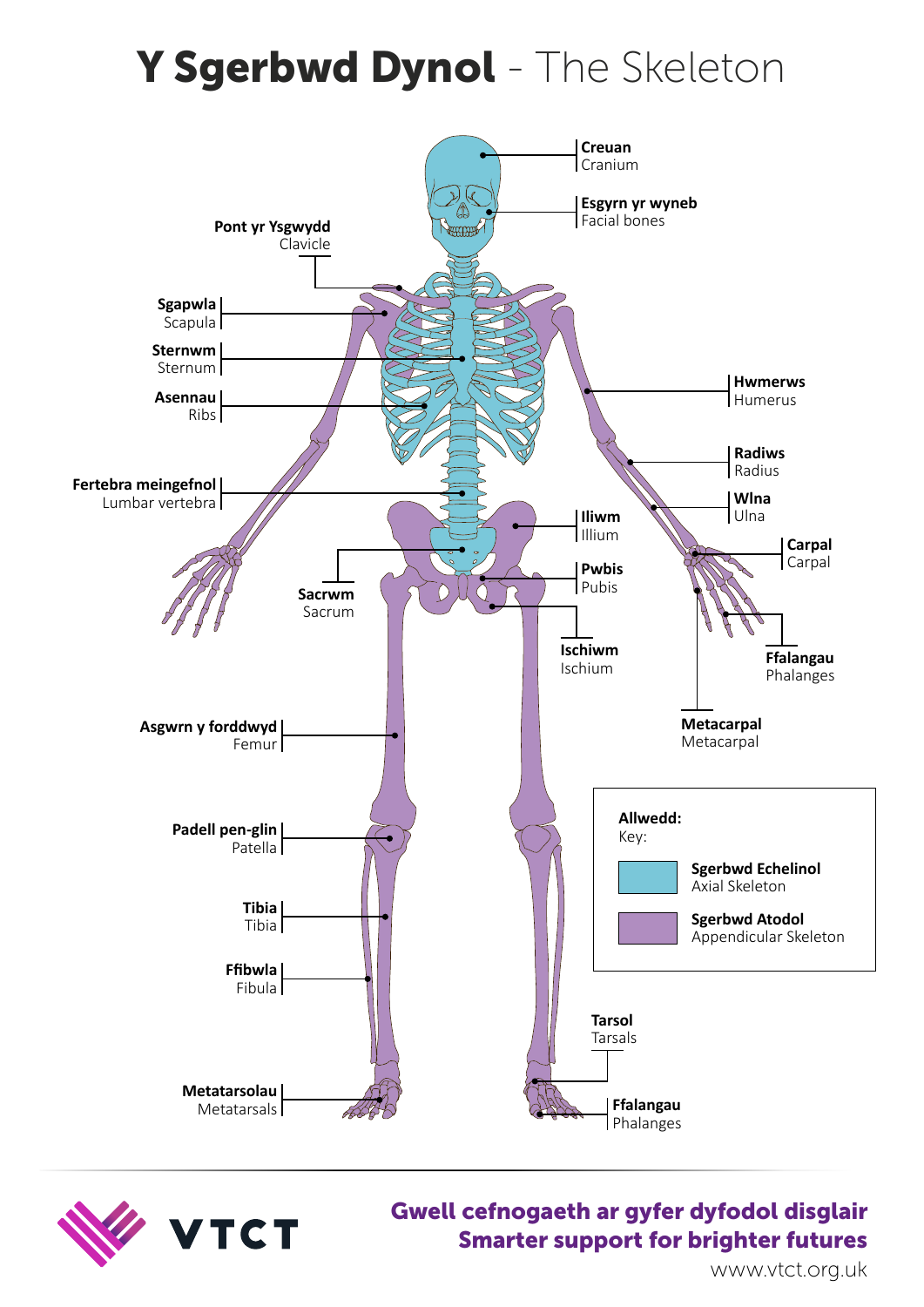# Y Sgerbwd Dynol - The Skeleton

**Creuan**
Cranium

**Esgyrn yr wyneb**
Facial bones

**Pont yr Ysgwydd**
Clavicle

**Sgapwla**
Scapula

**Sternwm**
Sternum

**Asennau**
Ribs

**Hwmerws**
Humerus

**Radiws**
Radius

**Wlna**
Ulna

**Fertebra meingefnol**
Lumbar vertebra

**Iliwm**
Illium

**Carpal**
Carpal

**Pwbis**
Pubis

**Sacrwm**
Sacrum

**Ischiwm**
Ischium

**Ffalangau**
Phalanges

**Metacarpal**
Metacarpal

**Asgwrn y forddwyd**
Femur

**Padell pen-glin**
Patella

**Tibia**
Tibia

**Ffibwla**
Fibula

**Tarsol**
Tarsals

**Metatarsolau**
Metatarsals

**Ffalangau**
Phalanges

**Allwedd:**
Key:

**Sgerbwd Echelinol**
Axial Skeleton

**Sgerbwd Atodol**
Appendicular Skeleton

VTCT

**Gwell cefnogaeth ar gyfer dyfodol disglair**
**Smarter support for brighter futures**

www.vtct.org.uk